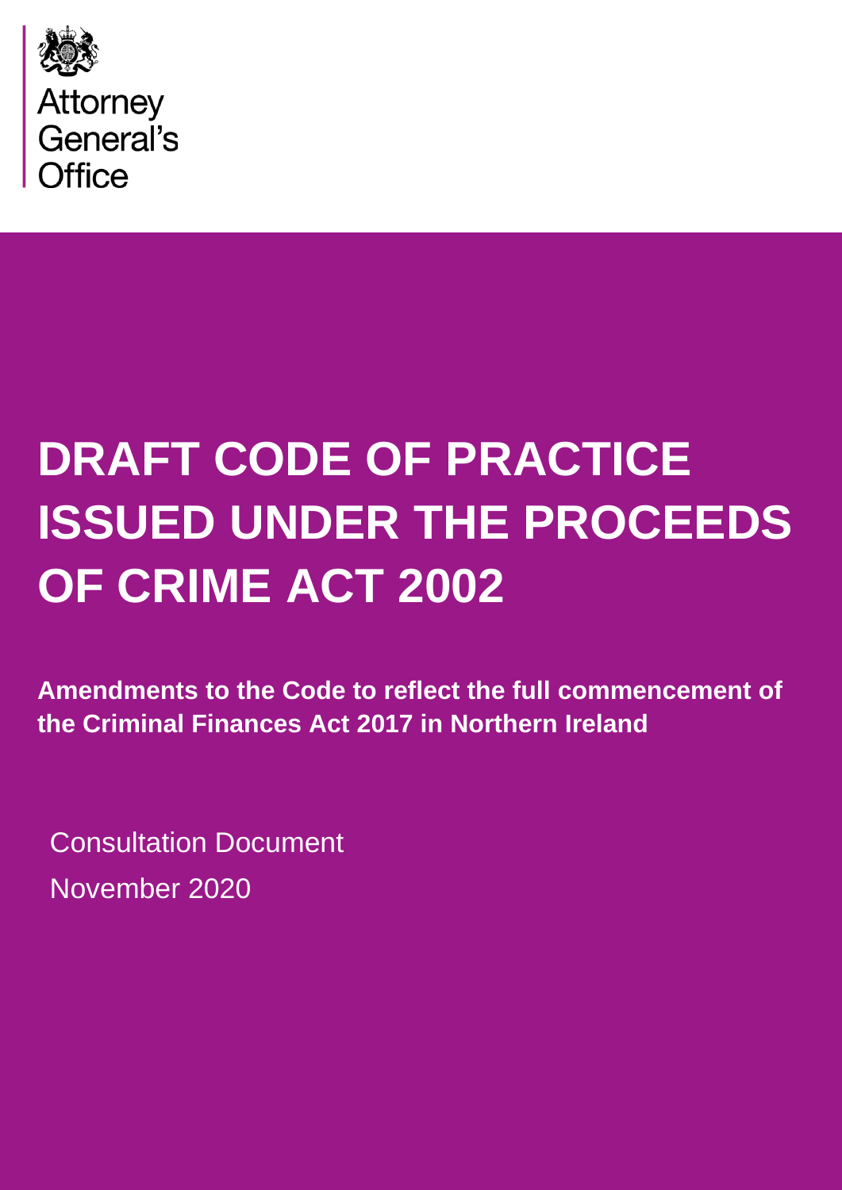Attorney General's Office

# DRAFT CODE OF PRACTICE ISSUED UNDER THE PROCEEDS OF CRIME ACT 2002

**Amendments to the Code to reflect the full commencement of the Criminal Finances Act 2017 in Northern Ireland**

Consultation Document

November 2020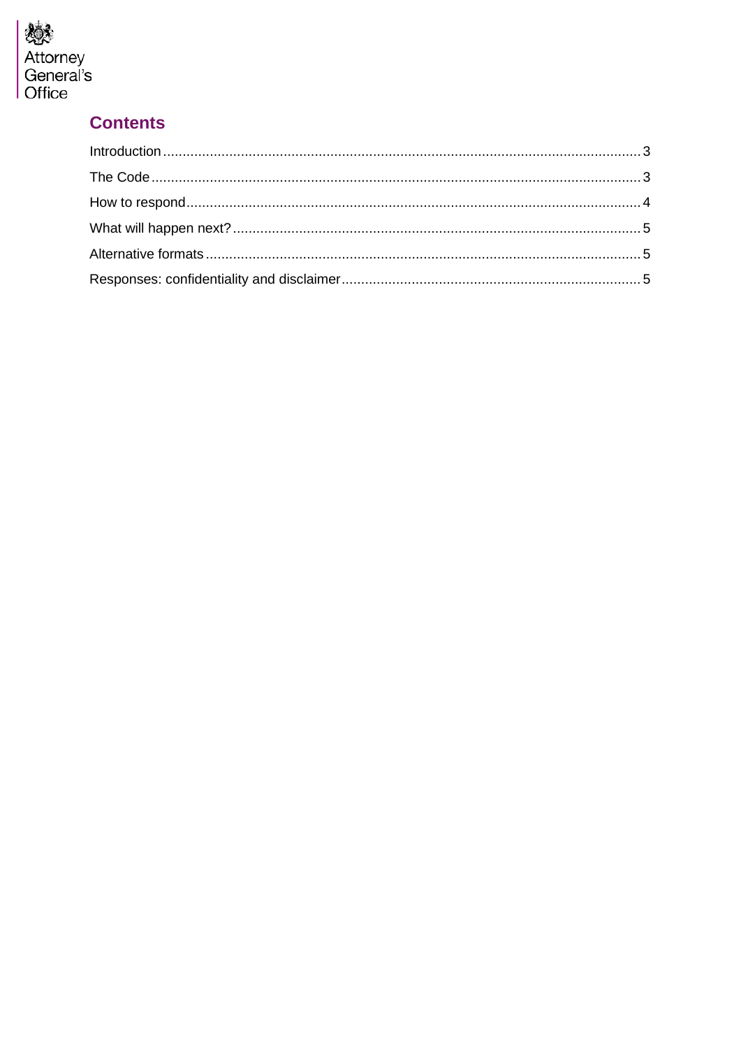## Contents

Introduction ........ 3

The Code ........ 3

How to respond ........ 4

What will happen next? ........ 5

Alternative formats ........ 5

Responses: confidentiality and disclaimer ........ 5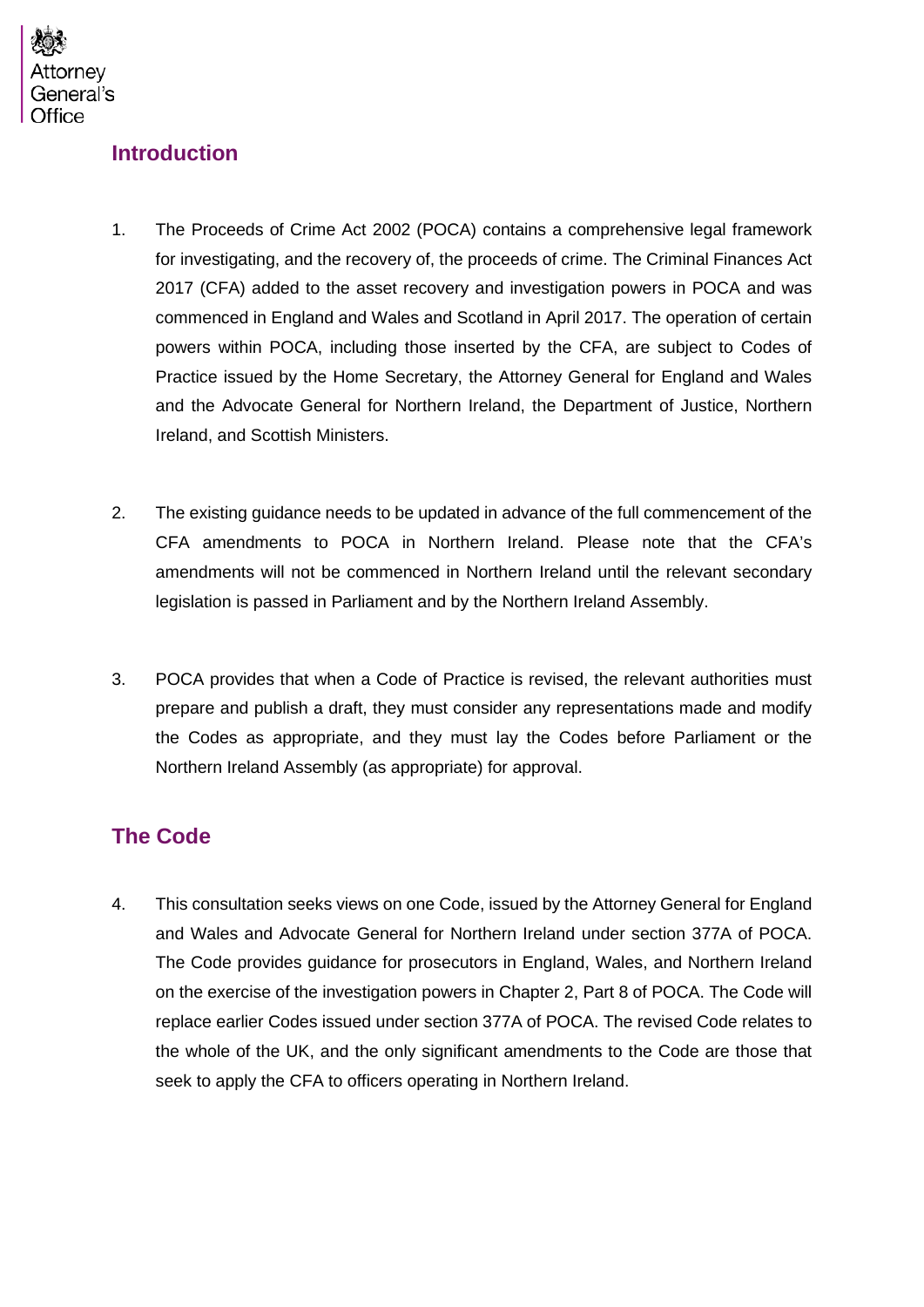## Introduction

1. The Proceeds of Crime Act 2002 (POCA) contains a comprehensive legal framework for investigating, and the recovery of, the proceeds of crime. The Criminal Finances Act 2017 (CFA) added to the asset recovery and investigation powers in POCA and was commenced in England and Wales and Scotland in April 2017. The operation of certain powers within POCA, including those inserted by the CFA, are subject to Codes of Practice issued by the Home Secretary, the Attorney General for England and Wales and the Advocate General for Northern Ireland, the Department of Justice, Northern Ireland, and Scottish Ministers.

2. The existing guidance needs to be updated in advance of the full commencement of the CFA amendments to POCA in Northern Ireland. Please note that the CFA's amendments will not be commenced in Northern Ireland until the relevant secondary legislation is passed in Parliament and by the Northern Ireland Assembly.

3. POCA provides that when a Code of Practice is revised, the relevant authorities must prepare and publish a draft, they must consider any representations made and modify the Codes as appropriate, and they must lay the Codes before Parliament or the Northern Ireland Assembly (as appropriate) for approval.

## The Code

4. This consultation seeks views on one Code, issued by the Attorney General for England and Wales and Advocate General for Northern Ireland under section 377A of POCA. The Code provides guidance for prosecutors in England, Wales, and Northern Ireland on the exercise of the investigation powers in Chapter 2, Part 8 of POCA. The Code will replace earlier Codes issued under section 377A of POCA. The revised Code relates to the whole of the UK, and the only significant amendments to the Code are those that seek to apply the CFA to officers operating in Northern Ireland.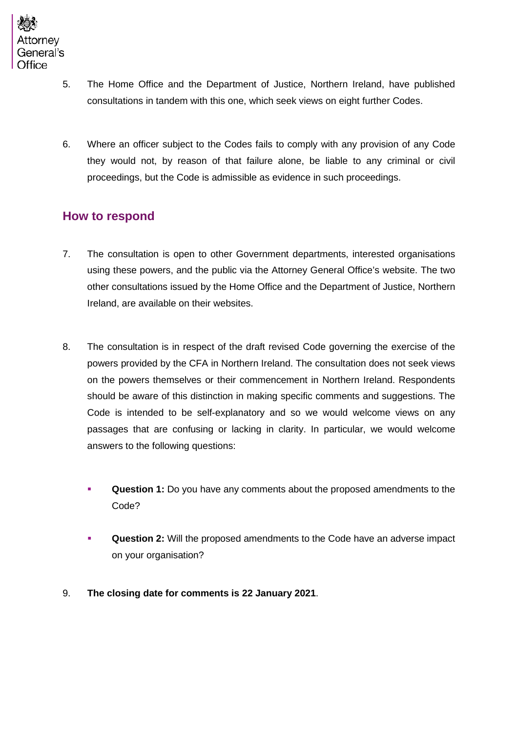5. The Home Office and the Department of Justice, Northern Ireland, have published consultations in tandem with this one, which seek views on eight further Codes.

6. Where an officer subject to the Codes fails to comply with any provision of any Code they would not, by reason of that failure alone, be liable to any criminal or civil proceedings, but the Code is admissible as evidence in such proceedings.

## How to respond

7. The consultation is open to other Government departments, interested organisations using these powers, and the public via the Attorney General Office's website. The two other consultations issued by the Home Office and the Department of Justice, Northern Ireland, are available on their websites.

8. The consultation is in respect of the draft revised Code governing the exercise of the powers provided by the CFA in Northern Ireland. The consultation does not seek views on the powers themselves or their commencement in Northern Ireland. Respondents should be aware of this distinction in making specific comments and suggestions. The Code is intended to be self-explanatory and so we would welcome views on any passages that are confusing or lacking in clarity. In particular, we would welcome answers to the following questions:

   - **Question 1:** Do you have any comments about the proposed amendments to the Code?

   - **Question 2:** Will the proposed amendments to the Code have an adverse impact on your organisation?

9. **The closing date for comments is 22 January 2021**.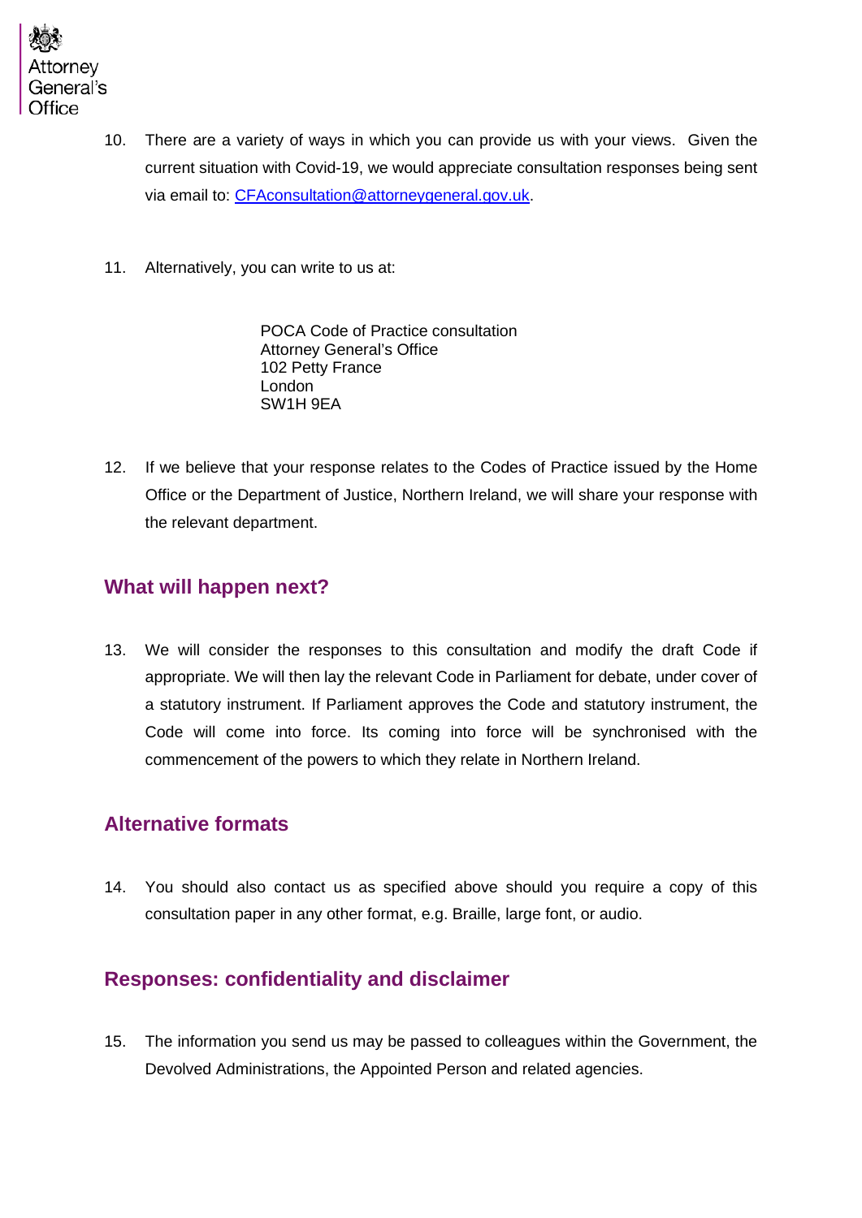10. There are a variety of ways in which you can provide us with your views. Given the current situation with Covid-19, we would appreciate consultation responses being sent via email to: CFAconsultation@attorneygeneral.gov.uk.

11. Alternatively, you can write to us at:

    POCA Code of Practice consultation
    Attorney General's Office
    102 Petty France
    London
    SW1H 9EA

12. If we believe that your response relates to the Codes of Practice issued by the Home Office or the Department of Justice, Northern Ireland, we will share your response with the relevant department.

## What will happen next?

13. We will consider the responses to this consultation and modify the draft Code if appropriate. We will then lay the relevant Code in Parliament for debate, under cover of a statutory instrument. If Parliament approves the Code and statutory instrument, the Code will come into force. Its coming into force will be synchronised with the commencement of the powers to which they relate in Northern Ireland.

## Alternative formats

14. You should also contact us as specified above should you require a copy of this consultation paper in any other format, e.g. Braille, large font, or audio.

## Responses: confidentiality and disclaimer

15. The information you send us may be passed to colleagues within the Government, the Devolved Administrations, the Appointed Person and related agencies.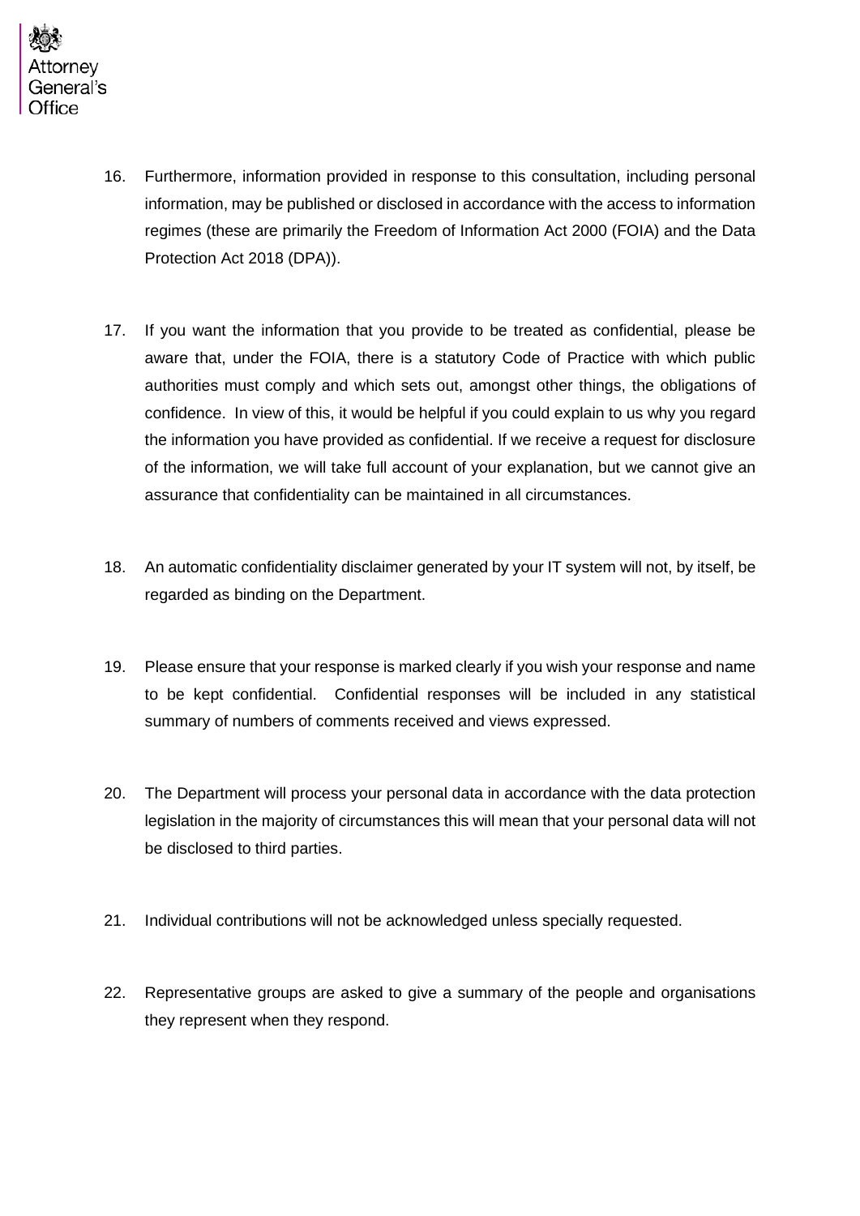16. Furthermore, information provided in response to this consultation, including personal information, may be published or disclosed in accordance with the access to information regimes (these are primarily the Freedom of Information Act 2000 (FOIA) and the Data Protection Act 2018 (DPA)).

17. If you want the information that you provide to be treated as confidential, please be aware that, under the FOIA, there is a statutory Code of Practice with which public authorities must comply and which sets out, amongst other things, the obligations of confidence. In view of this, it would be helpful if you could explain to us why you regard the information you have provided as confidential. If we receive a request for disclosure of the information, we will take full account of your explanation, but we cannot give an assurance that confidentiality can be maintained in all circumstances.

18. An automatic confidentiality disclaimer generated by your IT system will not, by itself, be regarded as binding on the Department.

19. Please ensure that your response is marked clearly if you wish your response and name to be kept confidential. Confidential responses will be included in any statistical summary of numbers of comments received and views expressed.

20. The Department will process your personal data in accordance with the data protection legislation in the majority of circumstances this will mean that your personal data will not be disclosed to third parties.

21. Individual contributions will not be acknowledged unless specially requested.

22. Representative groups are asked to give a summary of the people and organisations they represent when they respond.